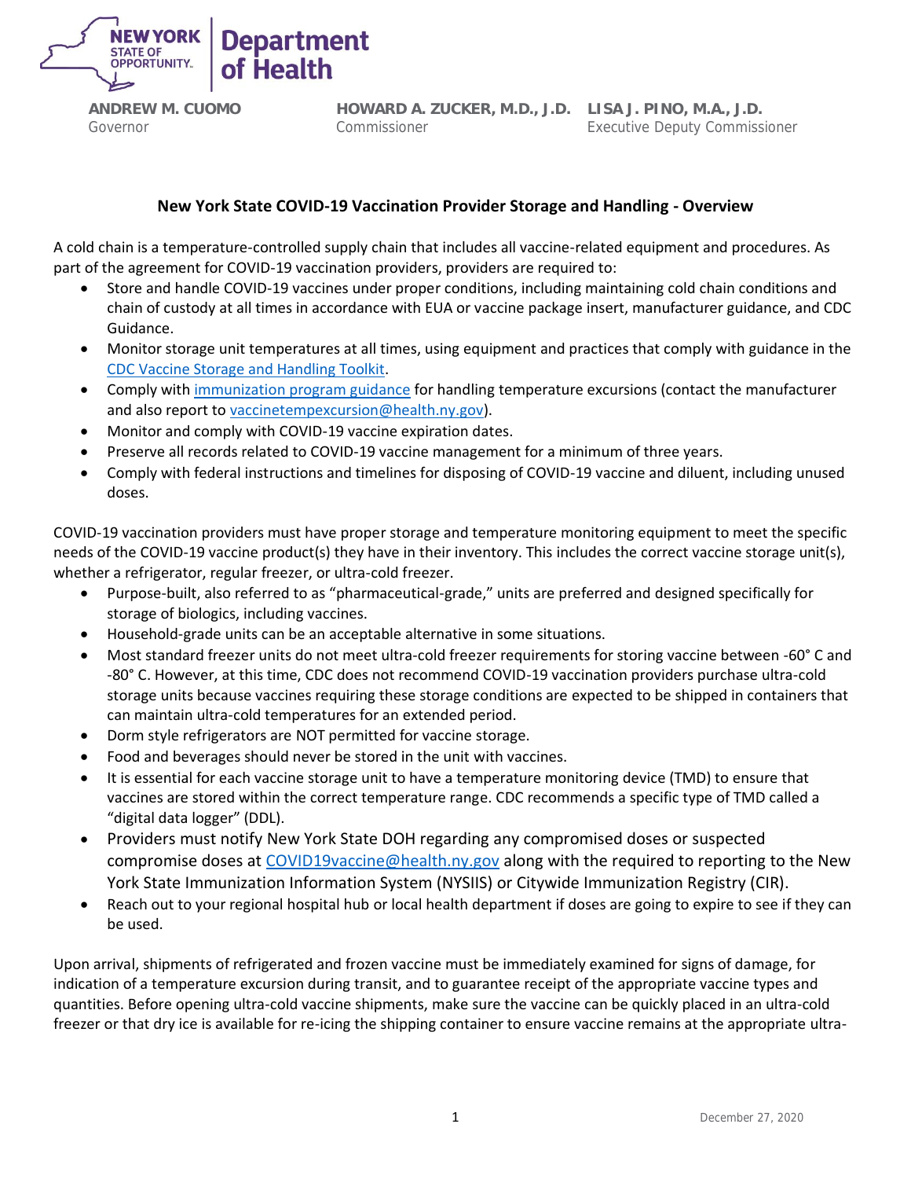NEW YORK STATE OF OPPORTUNITY. | Department of Health

**ANDREW M. CUOMO**
Governor

**HOWARD A. ZUCKER, M.D., J.D.**
Commissioner

**LISA J. PINO, M.A., J.D.**
Executive Deputy Commissioner

## New York State COVID-19 Vaccination Provider Storage and Handling - Overview

A cold chain is a temperature-controlled supply chain that includes all vaccine-related equipment and procedures. As part of the agreement for COVID-19 vaccination providers, providers are required to:

- Store and handle COVID-19 vaccines under proper conditions, including maintaining cold chain conditions and chain of custody at all times in accordance with EUA or vaccine package insert, manufacturer guidance, and CDC Guidance.
- Monitor storage unit temperatures at all times, using equipment and practices that comply with guidance in the CDC Vaccine Storage and Handling Toolkit.
- Comply with immunization program guidance for handling temperature excursions (contact the manufacturer and also report to vaccinetempexcursion@health.ny.gov).
- Monitor and comply with COVID-19 vaccine expiration dates.
- Preserve all records related to COVID-19 vaccine management for a minimum of three years.
- Comply with federal instructions and timelines for disposing of COVID-19 vaccine and diluent, including unused doses.

COVID-19 vaccination providers must have proper storage and temperature monitoring equipment to meet the specific needs of the COVID-19 vaccine product(s) they have in their inventory. This includes the correct vaccine storage unit(s), whether a refrigerator, regular freezer, or ultra-cold freezer.

- Purpose-built, also referred to as "pharmaceutical-grade," units are preferred and designed specifically for storage of biologics, including vaccines.
- Household-grade units can be an acceptable alternative in some situations.
- Most standard freezer units do not meet ultra-cold freezer requirements for storing vaccine between -60° C and -80° C. However, at this time, CDC does not recommend COVID-19 vaccination providers purchase ultra-cold storage units because vaccines requiring these storage conditions are expected to be shipped in containers that can maintain ultra-cold temperatures for an extended period.
- Dorm style refrigerators are NOT permitted for vaccine storage.
- Food and beverages should never be stored in the unit with vaccines.
- It is essential for each vaccine storage unit to have a temperature monitoring device (TMD) to ensure that vaccines are stored within the correct temperature range. CDC recommends a specific type of TMD called a "digital data logger" (DDL).
- Providers must notify New York State DOH regarding any compromised doses or suspected compromise doses at COVID19vaccine@health.ny.gov along with the required to reporting to the New York State Immunization Information System (NYSIIS) or Citywide Immunization Registry (CIR).
- Reach out to your regional hospital hub or local health department if doses are going to expire to see if they can be used.

Upon arrival, shipments of refrigerated and frozen vaccine must be immediately examined for signs of damage, for indication of a temperature excursion during transit, and to guarantee receipt of the appropriate vaccine types and quantities. Before opening ultra-cold vaccine shipments, make sure the vaccine can be quickly placed in an ultra-cold freezer or that dry ice is available for re-icing the shipping container to ensure vaccine remains at the appropriate ultra-

December 27, 2020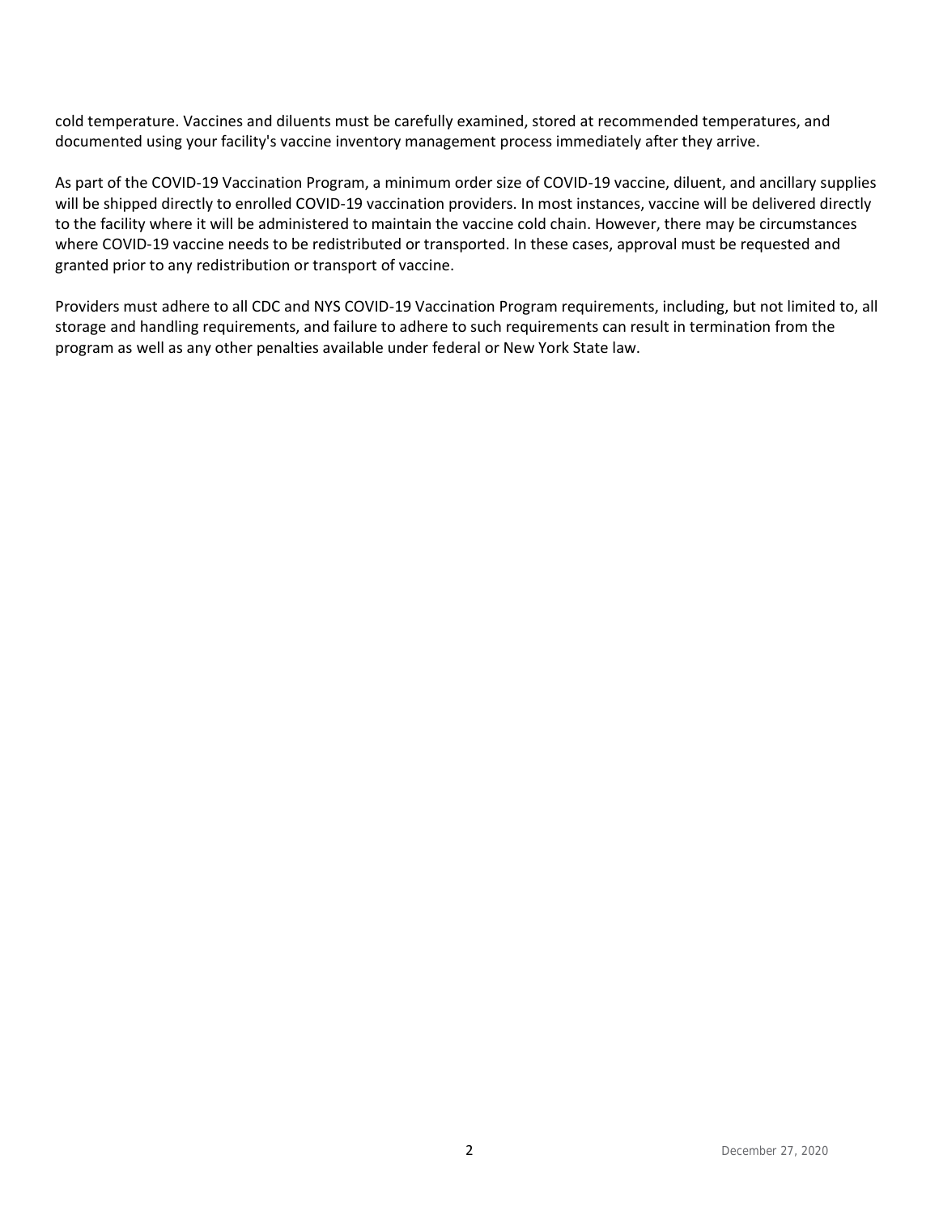cold temperature. Vaccines and diluents must be carefully examined, stored at recommended temperatures, and documented using your facility's vaccine inventory management process immediately after they arrive.

As part of the COVID-19 Vaccination Program, a minimum order size of COVID-19 vaccine, diluent, and ancillary supplies will be shipped directly to enrolled COVID-19 vaccination providers. In most instances, vaccine will be delivered directly to the facility where it will be administered to maintain the vaccine cold chain. However, there may be circumstances where COVID-19 vaccine needs to be redistributed or transported. In these cases, approval must be requested and granted prior to any redistribution or transport of vaccine.

Providers must adhere to all CDC and NYS COVID-19 Vaccination Program requirements, including, but not limited to, all storage and handling requirements, and failure to adhere to such requirements can result in termination from the program as well as any other penalties available under federal or New York State law.